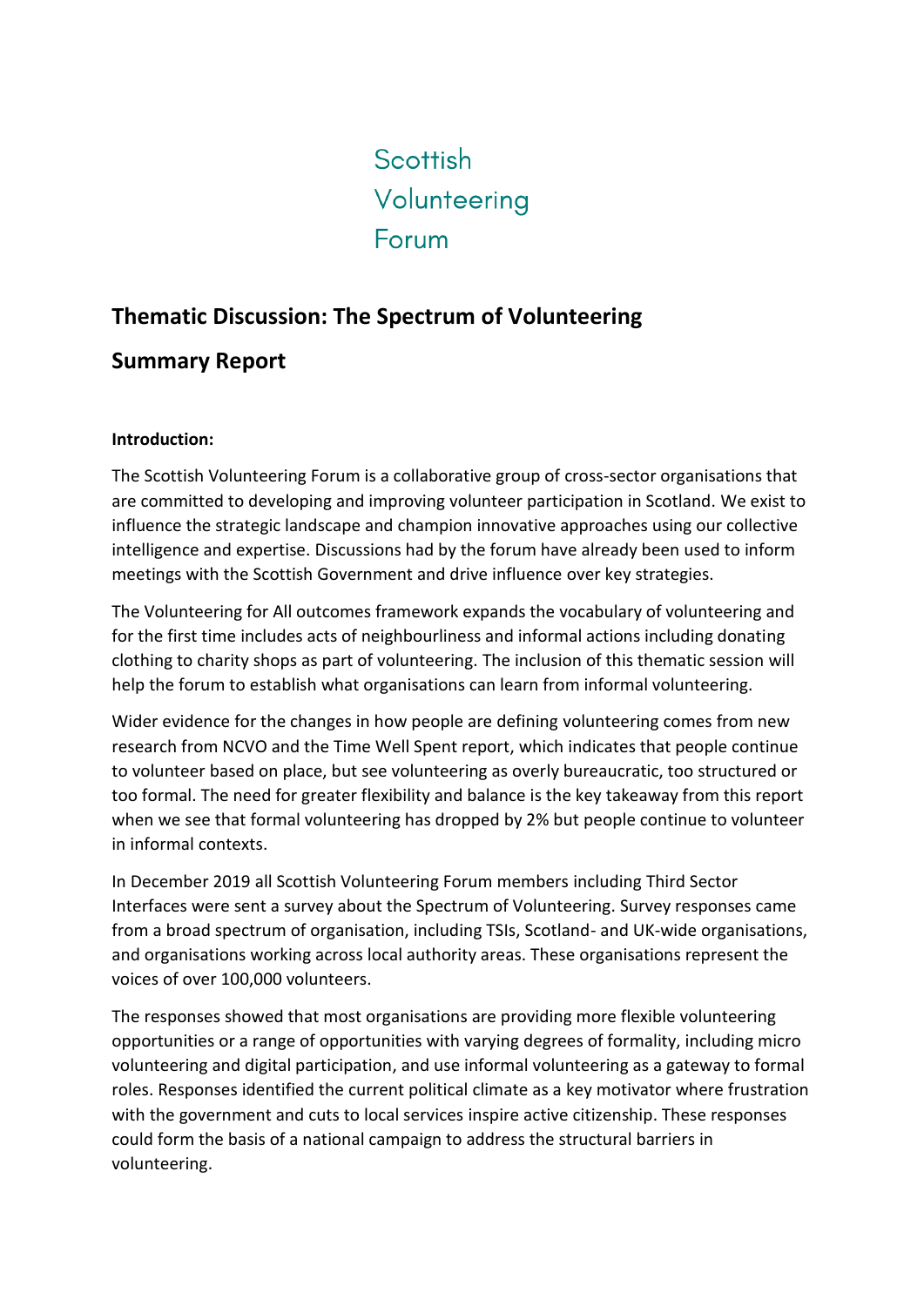Scottish
Volunteering
Forum

## Thematic Discussion: The Spectrum of Volunteering

## Summary Report

**Introduction:**

The Scottish Volunteering Forum is a collaborative group of cross-sector organisations that are committed to developing and improving volunteer participation in Scotland. We exist to influence the strategic landscape and champion innovative approaches using our collective intelligence and expertise. Discussions had by the forum have already been used to inform meetings with the Scottish Government and drive influence over key strategies.

The Volunteering for All outcomes framework expands the vocabulary of volunteering and for the first time includes acts of neighbourliness and informal actions including donating clothing to charity shops as part of volunteering. The inclusion of this thematic session will help the forum to establish what organisations can learn from informal volunteering.

Wider evidence for the changes in how people are defining volunteering comes from new research from NCVO and the Time Well Spent report, which indicates that people continue to volunteer based on place, but see volunteering as overly bureaucratic, too structured or too formal. The need for greater flexibility and balance is the key takeaway from this report when we see that formal volunteering has dropped by 2% but people continue to volunteer in informal contexts.

In December 2019 all Scottish Volunteering Forum members including Third Sector Interfaces were sent a survey about the Spectrum of Volunteering. Survey responses came from a broad spectrum of organisation, including TSIs, Scotland- and UK-wide organisations, and organisations working across local authority areas. These organisations represent the voices of over 100,000 volunteers.

The responses showed that most organisations are providing more flexible volunteering opportunities or a range of opportunities with varying degrees of formality, including micro volunteering and digital participation, and use informal volunteering as a gateway to formal roles. Responses identified the current political climate as a key motivator where frustration with the government and cuts to local services inspire active citizenship. These responses could form the basis of a national campaign to address the structural barriers in volunteering.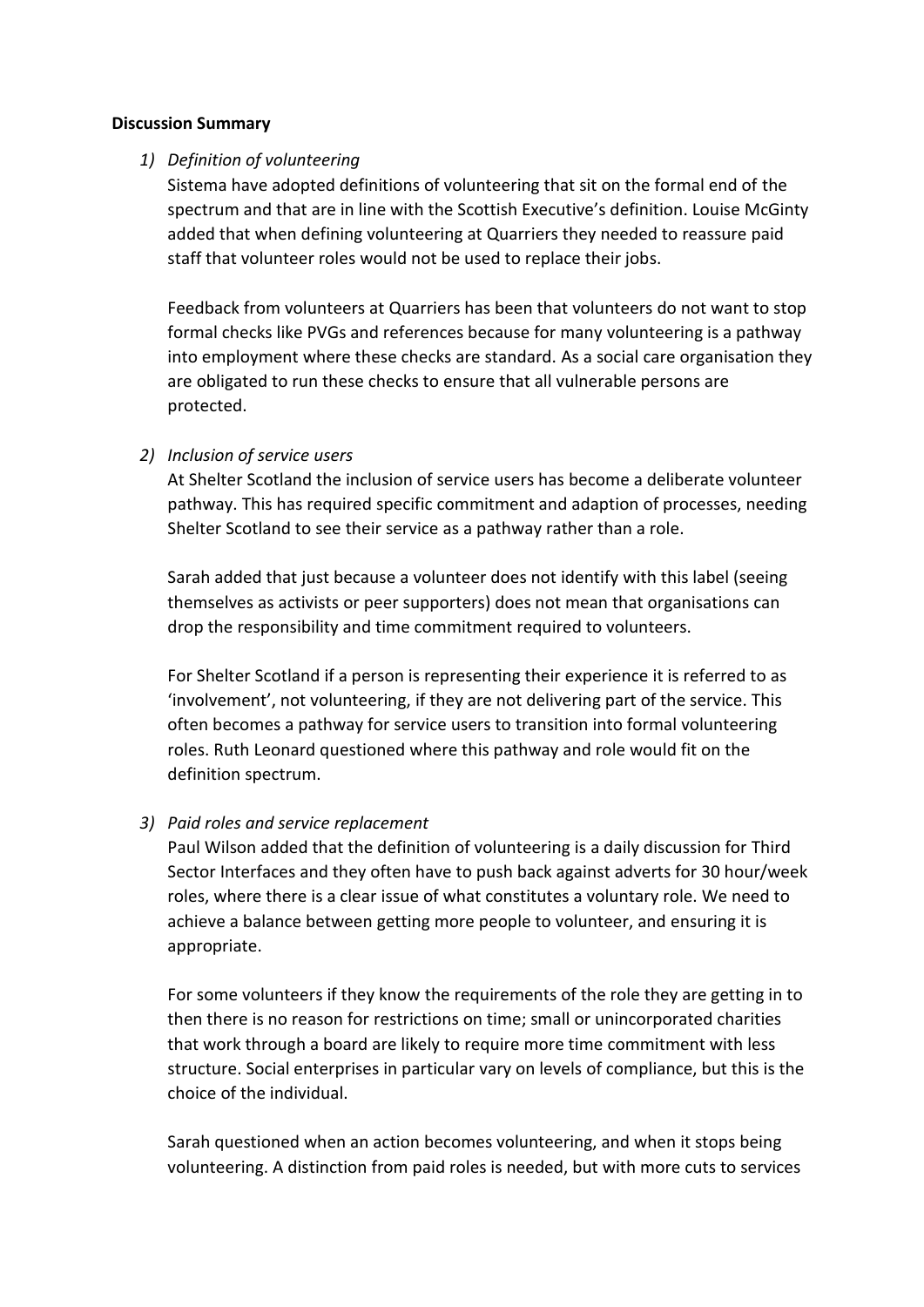**Discussion Summary**

1) *Definition of volunteering*

   Sistema have adopted definitions of volunteering that sit on the formal end of the spectrum and that are in line with the Scottish Executive's definition. Louise McGinty added that when defining volunteering at Quarriers they needed to reassure paid staff that volunteer roles would not be used to replace their jobs.

   Feedback from volunteers at Quarriers has been that volunteers do not want to stop formal checks like PVGs and references because for many volunteering is a pathway into employment where these checks are standard. As a social care organisation they are obligated to run these checks to ensure that all vulnerable persons are protected.

2) *Inclusion of service users*

   At Shelter Scotland the inclusion of service users has become a deliberate volunteer pathway. This has required specific commitment and adaption of processes, needing Shelter Scotland to see their service as a pathway rather than a role.

   Sarah added that just because a volunteer does not identify with this label (seeing themselves as activists or peer supporters) does not mean that organisations can drop the responsibility and time commitment required to volunteers.

   For Shelter Scotland if a person is representing their experience it is referred to as 'involvement', not volunteering, if they are not delivering part of the service. This often becomes a pathway for service users to transition into formal volunteering roles. Ruth Leonard questioned where this pathway and role would fit on the definition spectrum.

3) *Paid roles and service replacement*

   Paul Wilson added that the definition of volunteering is a daily discussion for Third Sector Interfaces and they often have to push back against adverts for 30 hour/week roles, where there is a clear issue of what constitutes a voluntary role. We need to achieve a balance between getting more people to volunteer, and ensuring it is appropriate.

   For some volunteers if they know the requirements of the role they are getting in to then there is no reason for restrictions on time; small or unincorporated charities that work through a board are likely to require more time commitment with less structure. Social enterprises in particular vary on levels of compliance, but this is the choice of the individual.

   Sarah questioned when an action becomes volunteering, and when it stops being volunteering. A distinction from paid roles is needed, but with more cuts to services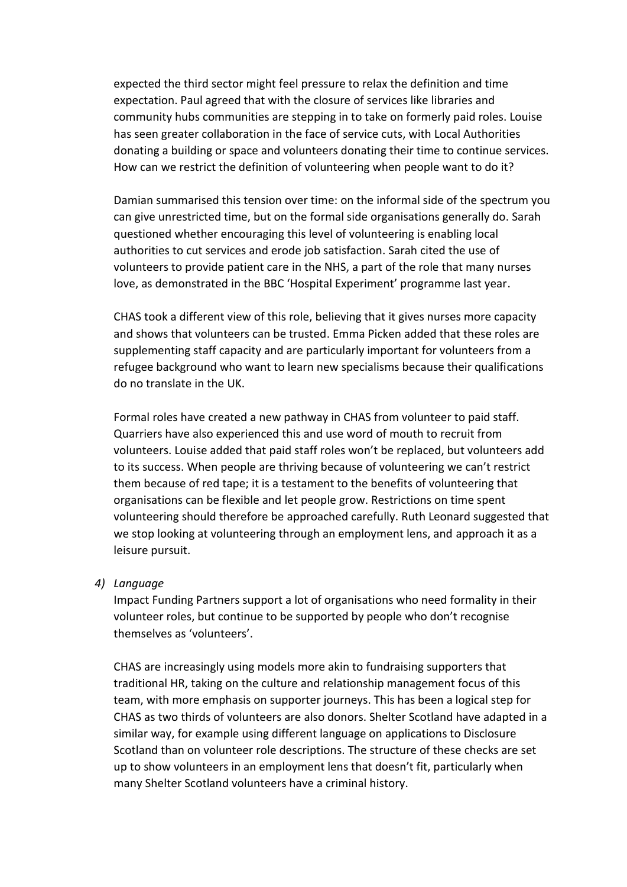expected the third sector might feel pressure to relax the definition and time expectation. Paul agreed that with the closure of services like libraries and community hubs communities are stepping in to take on formerly paid roles. Louise has seen greater collaboration in the face of service cuts, with Local Authorities donating a building or space and volunteers donating their time to continue services. How can we restrict the definition of volunteering when people want to do it?

Damian summarised this tension over time: on the informal side of the spectrum you can give unrestricted time, but on the formal side organisations generally do. Sarah questioned whether encouraging this level of volunteering is enabling local authorities to cut services and erode job satisfaction. Sarah cited the use of volunteers to provide patient care in the NHS, a part of the role that many nurses love, as demonstrated in the BBC 'Hospital Experiment' programme last year.

CHAS took a different view of this role, believing that it gives nurses more capacity and shows that volunteers can be trusted. Emma Picken added that these roles are supplementing staff capacity and are particularly important for volunteers from a refugee background who want to learn new specialisms because their qualifications do no translate in the UK.

Formal roles have created a new pathway in CHAS from volunteer to paid staff. Quarriers have also experienced this and use word of mouth to recruit from volunteers. Louise added that paid staff roles won't be replaced, but volunteers add to its success. When people are thriving because of volunteering we can't restrict them because of red tape; it is a testament to the benefits of volunteering that organisations can be flexible and let people grow. Restrictions on time spent volunteering should therefore be approached carefully. Ruth Leonard suggested that we stop looking at volunteering through an employment lens, and approach it as a leisure pursuit.

4) *Language*

Impact Funding Partners support a lot of organisations who need formality in their volunteer roles, but continue to be supported by people who don't recognise themselves as 'volunteers'.

CHAS are increasingly using models more akin to fundraising supporters that traditional HR, taking on the culture and relationship management focus of this team, with more emphasis on supporter journeys. This has been a logical step for CHAS as two thirds of volunteers are also donors. Shelter Scotland have adapted in a similar way, for example using different language on applications to Disclosure Scotland than on volunteer role descriptions. The structure of these checks are set up to show volunteers in an employment lens that doesn't fit, particularly when many Shelter Scotland volunteers have a criminal history.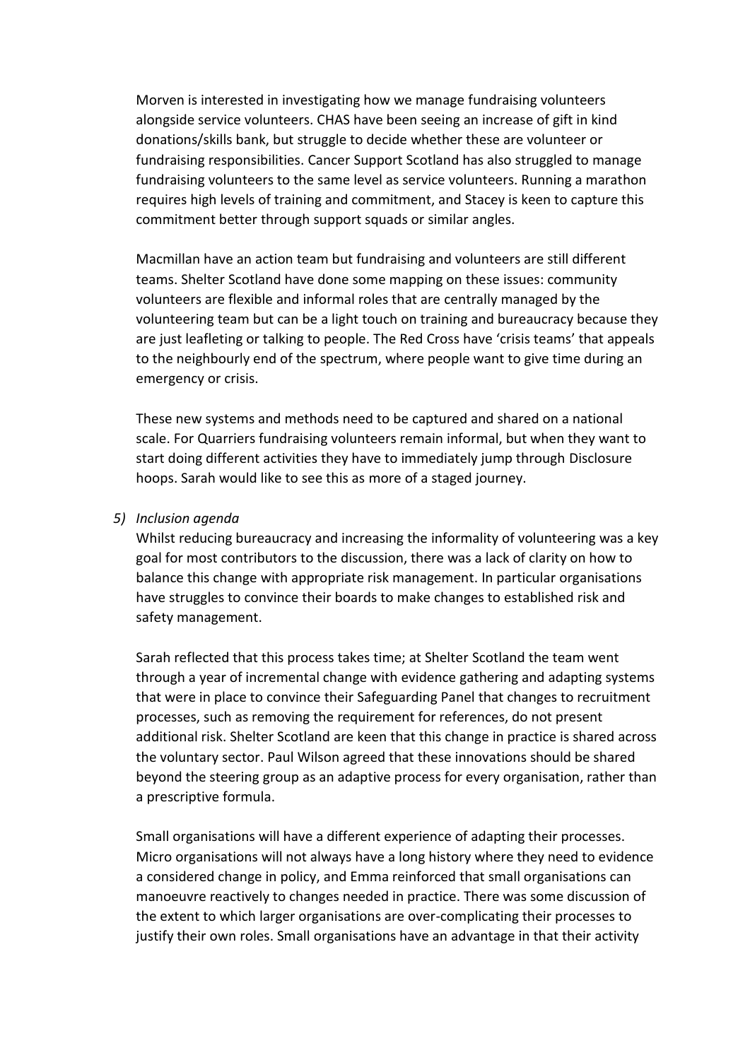Morven is interested in investigating how we manage fundraising volunteers alongside service volunteers. CHAS have been seeing an increase of gift in kind donations/skills bank, but struggle to decide whether these are volunteer or fundraising responsibilities. Cancer Support Scotland has also struggled to manage fundraising volunteers to the same level as service volunteers. Running a marathon requires high levels of training and commitment, and Stacey is keen to capture this commitment better through support squads or similar angles.

Macmillan have an action team but fundraising and volunteers are still different teams. Shelter Scotland have done some mapping on these issues: community volunteers are flexible and informal roles that are centrally managed by the volunteering team but can be a light touch on training and bureaucracy because they are just leafleting or talking to people. The Red Cross have 'crisis teams' that appeals to the neighbourly end of the spectrum, where people want to give time during an emergency or crisis.

These new systems and methods need to be captured and shared on a national scale. For Quarriers fundraising volunteers remain informal, but when they want to start doing different activities they have to immediately jump through Disclosure hoops. Sarah would like to see this as more of a staged journey.

5) *Inclusion agenda*

Whilst reducing bureaucracy and increasing the informality of volunteering was a key goal for most contributors to the discussion, there was a lack of clarity on how to balance this change with appropriate risk management. In particular organisations have struggles to convince their boards to make changes to established risk and safety management.

Sarah reflected that this process takes time; at Shelter Scotland the team went through a year of incremental change with evidence gathering and adapting systems that were in place to convince their Safeguarding Panel that changes to recruitment processes, such as removing the requirement for references, do not present additional risk. Shelter Scotland are keen that this change in practice is shared across the voluntary sector. Paul Wilson agreed that these innovations should be shared beyond the steering group as an adaptive process for every organisation, rather than a prescriptive formula.

Small organisations will have a different experience of adapting their processes. Micro organisations will not always have a long history where they need to evidence a considered change in policy, and Emma reinforced that small organisations can manoeuvre reactively to changes needed in practice. There was some discussion of the extent to which larger organisations are over-complicating their processes to justify their own roles. Small organisations have an advantage in that their activity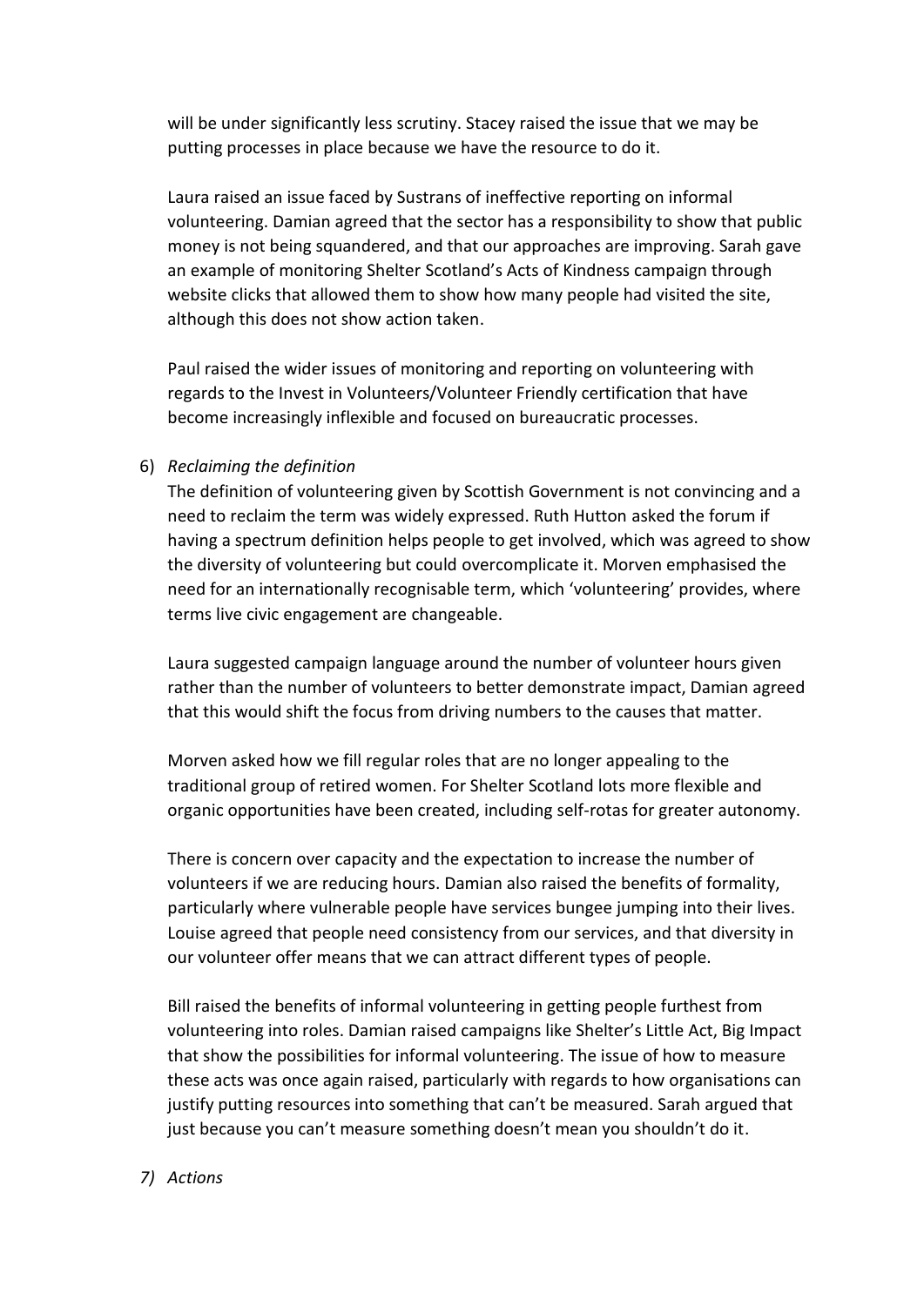will be under significantly less scrutiny. Stacey raised the issue that we may be putting processes in place because we have the resource to do it.

Laura raised an issue faced by Sustrans of ineffective reporting on informal volunteering. Damian agreed that the sector has a responsibility to show that public money is not being squandered, and that our approaches are improving. Sarah gave an example of monitoring Shelter Scotland's Acts of Kindness campaign through website clicks that allowed them to show how many people had visited the site, although this does not show action taken.

Paul raised the wider issues of monitoring and reporting on volunteering with regards to the Invest in Volunteers/Volunteer Friendly certification that have become increasingly inflexible and focused on bureaucratic processes.

6) *Reclaiming the definition*

   The definition of volunteering given by Scottish Government is not convincing and a need to reclaim the term was widely expressed. Ruth Hutton asked the forum if having a spectrum definition helps people to get involved, which was agreed to show the diversity of volunteering but could overcomplicate it. Morven emphasised the need for an internationally recognisable term, which 'volunteering' provides, where terms live civic engagement are changeable.

   Laura suggested campaign language around the number of volunteer hours given rather than the number of volunteers to better demonstrate impact, Damian agreed that this would shift the focus from driving numbers to the causes that matter.

   Morven asked how we fill regular roles that are no longer appealing to the traditional group of retired women. For Shelter Scotland lots more flexible and organic opportunities have been created, including self-rotas for greater autonomy.

   There is concern over capacity and the expectation to increase the number of volunteers if we are reducing hours. Damian also raised the benefits of formality, particularly where vulnerable people have services bungee jumping into their lives. Louise agreed that people need consistency from our services, and that diversity in our volunteer offer means that we can attract different types of people.

   Bill raised the benefits of informal volunteering in getting people furthest from volunteering into roles. Damian raised campaigns like Shelter's Little Act, Big Impact that show the possibilities for informal volunteering. The issue of how to measure these acts was once again raised, particularly with regards to how organisations can justify putting resources into something that can't be measured. Sarah argued that just because you can't measure something doesn't mean you shouldn't do it.

7) *Actions*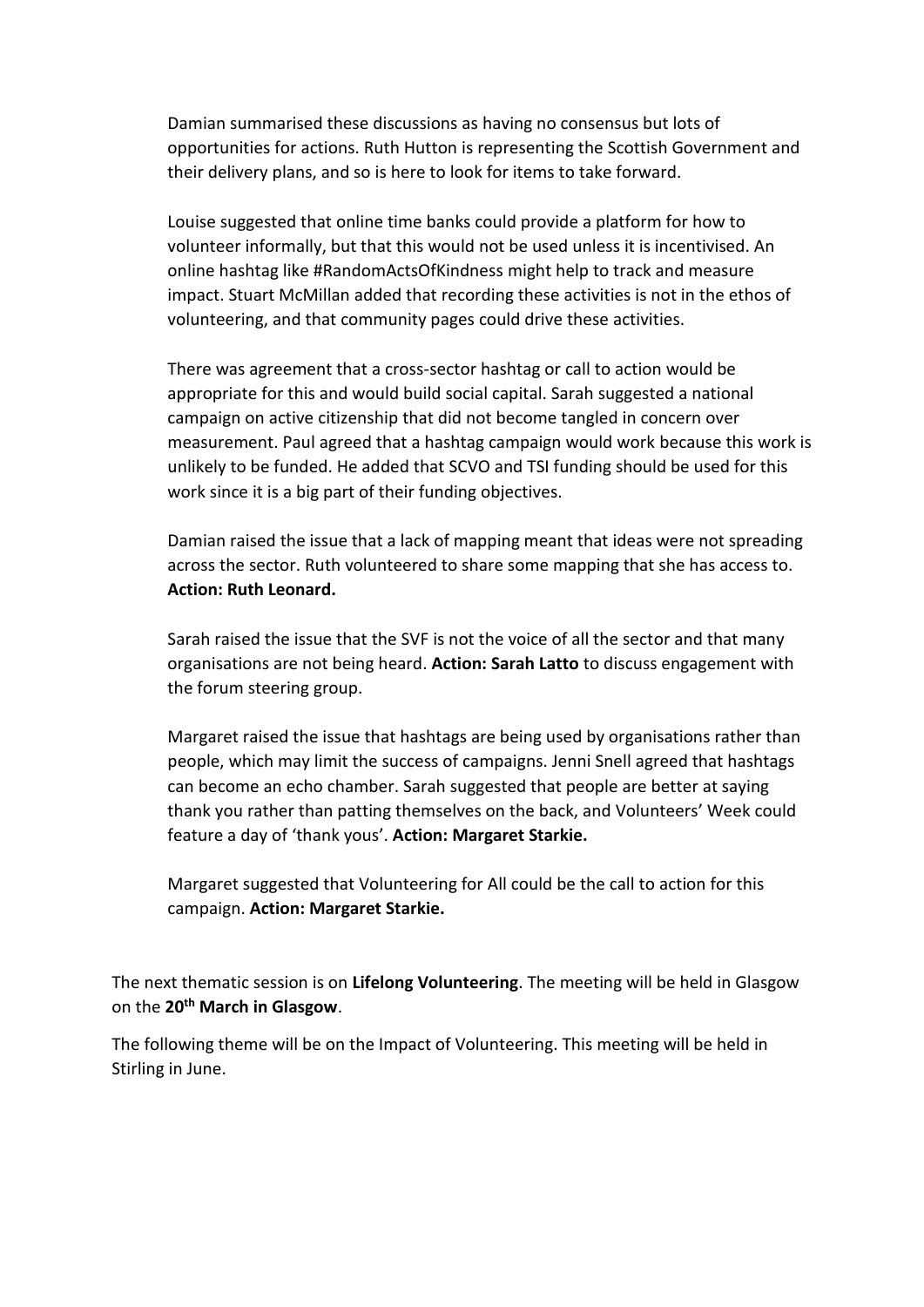Damian summarised these discussions as having no consensus but lots of opportunities for actions. Ruth Hutton is representing the Scottish Government and their delivery plans, and so is here to look for items to take forward.

Louise suggested that online time banks could provide a platform for how to volunteer informally, but that this would not be used unless it is incentivised. An online hashtag like #RandomActsOfKindness might help to track and measure impact. Stuart McMillan added that recording these activities is not in the ethos of volunteering, and that community pages could drive these activities.

There was agreement that a cross-sector hashtag or call to action would be appropriate for this and would build social capital. Sarah suggested a national campaign on active citizenship that did not become tangled in concern over measurement. Paul agreed that a hashtag campaign would work because this work is unlikely to be funded. He added that SCVO and TSI funding should be used for this work since it is a big part of their funding objectives.

Damian raised the issue that a lack of mapping meant that ideas were not spreading across the sector. Ruth volunteered to share some mapping that she has access to. **Action: Ruth Leonard.**

Sarah raised the issue that the SVF is not the voice of all the sector and that many organisations are not being heard. **Action: Sarah Latto** to discuss engagement with the forum steering group.

Margaret raised the issue that hashtags are being used by organisations rather than people, which may limit the success of campaigns. Jenni Snell agreed that hashtags can become an echo chamber. Sarah suggested that people are better at saying thank you rather than patting themselves on the back, and Volunteers' Week could feature a day of 'thank yous'. **Action: Margaret Starkie.**

Margaret suggested that Volunteering for All could be the call to action for this campaign. **Action: Margaret Starkie.**

The next thematic session is on **Lifelong Volunteering**. The meeting will be held in Glasgow on the **20th March in Glasgow**.

The following theme will be on the Impact of Volunteering. This meeting will be held in Stirling in June.